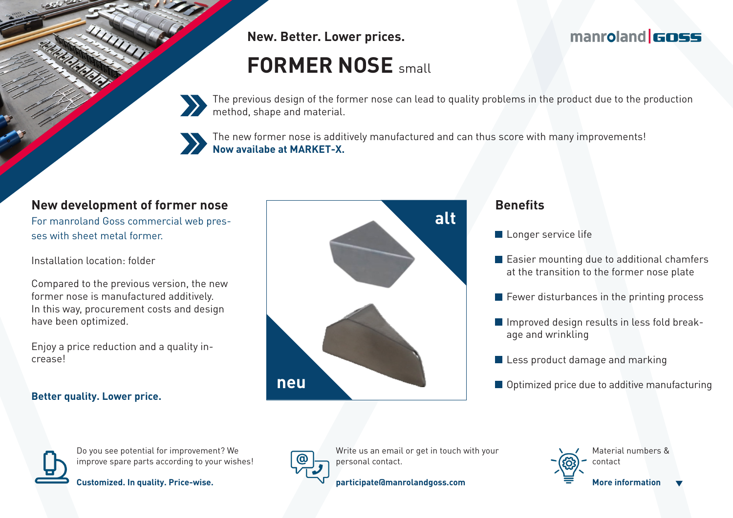New. Better. Lower prices.

# FORMER NOSE small

- The previous design of the former nose can lead to quality problems in the product due to the production method, shape and material.
- The new former nose is additively manufactured and can thus score with many improvements! **Now availabe at MARKET-X.**

## New development of former nose

For manroland Goss commercial web presses with sheet metal former.

Installation location: folder

Compared to the previous version, the new former nose is manufactured additively. In this way, procurement costs and design have been optimized.

Enjoy a price reduction and a quality increase!

**Better quality. Lower price.**

alt

neu

## Benefits

- Longer service life
- Easier mounting due to additional chamfers at the transition to the former nose plate
- Fewer disturbances in the printing process
- Improved design results in less fold breakage and wrinkling
- Less product damage and marking
- Optimized price due to additive manufacturing

Do you see potential for improvement? We improve spare parts according to your wishes!

**Customized. In quality. Price-wise.**

Write us an email or get in touch with your personal contact.

**participate@manrolandgoss.com**

Material numbers & contact

**More information** ▼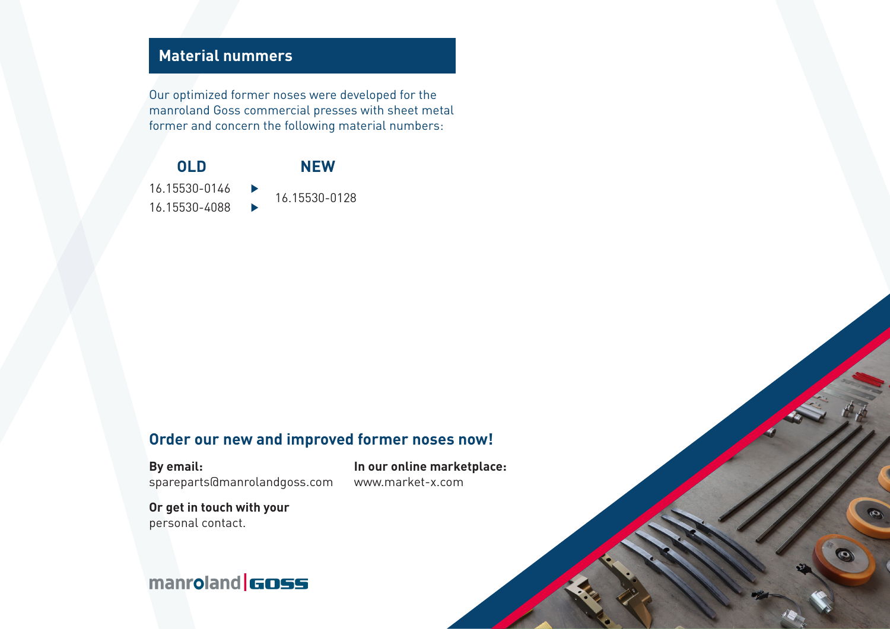## Material nummers

Our optimized former noses were developed for the manroland Goss commercial presses with sheet metal former and concern the following material numbers:

| OLD | | NEW |
|---|---|---|
| 16.15530-0146 | ▶ | 16.15530-0128 |
| 16.15530-4088 | ▶ | |

## Order our new and improved former noses now!

**By email:**
spareparts@manrolandgoss.com

**In our online marketplace:**
www.market-x.com

**Or get in touch with your**
personal contact.

manroland GOSS